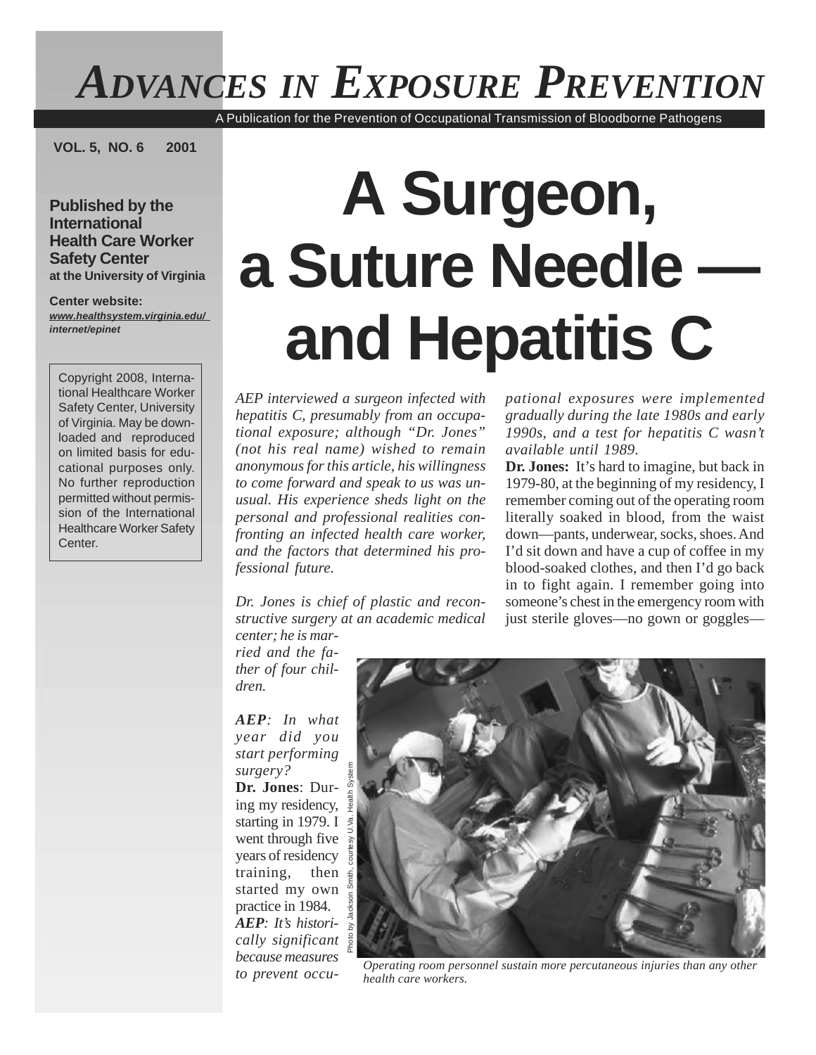# ADVANCES IN EXPOSURE PREVENTION

A Publication for the Prevention of Occupational Transmission of Bloodborne Pathogens

VOL. 5, NO. 6 2001

**Published by the International Health Care Worker Safety Center at the University of Virginia**

**Center website:** ***www.healthsystem.virginia.edu/internet/epinet***

Copyright 2008, International Healthcare Worker Safety Center, University of Virginia. May be downloaded and reproduced on limited basis for educational purposes only. No further reproduction permitted without permission of the International Healthcare Worker Safety Center.

# A Surgeon, a Suture Needle — and Hepatitis C

*AEP interviewed a surgeon infected with hepatitis C, presumably from an occupational exposure; although "Dr. Jones" (not his real name) wished to remain anonymous for this article, his willingness to come forward and speak to us was unusual. His experience sheds light on the personal and professional realities confronting an infected health care worker, and the factors that determined his professional future.*

*Dr. Jones is chief of plastic and reconstructive surgery at an academic medical center; he is married and the father of four children.*

***AEP**: In what year did you start performing surgery?*

**Dr. Jones**: During my residency, starting in 1979. I went through five years of residency training, then started my own practice in 1984.

***AEP**: It's historically significant because measures to prevent occupational exposures were implemented gradually during the late 1980s and early 1990s, and a test for hepatitis C wasn't available until 1989.*

**Dr. Jones:** It's hard to imagine, but back in 1979-80, at the beginning of my residency, I remember coming out of the operating room literally soaked in blood, from the waist down—pants, underwear, socks, shoes. And I'd sit down and have a cup of coffee in my blood-soaked clothes, and then I'd go back in to fight again. I remember going into someone's chest in the emergency room with just sterile gloves—no gown or goggles—

Photo by Jackson Smith, courtesy U.Va. Health System

*Operating room personnel sustain more percutaneous injuries than any other health care workers.*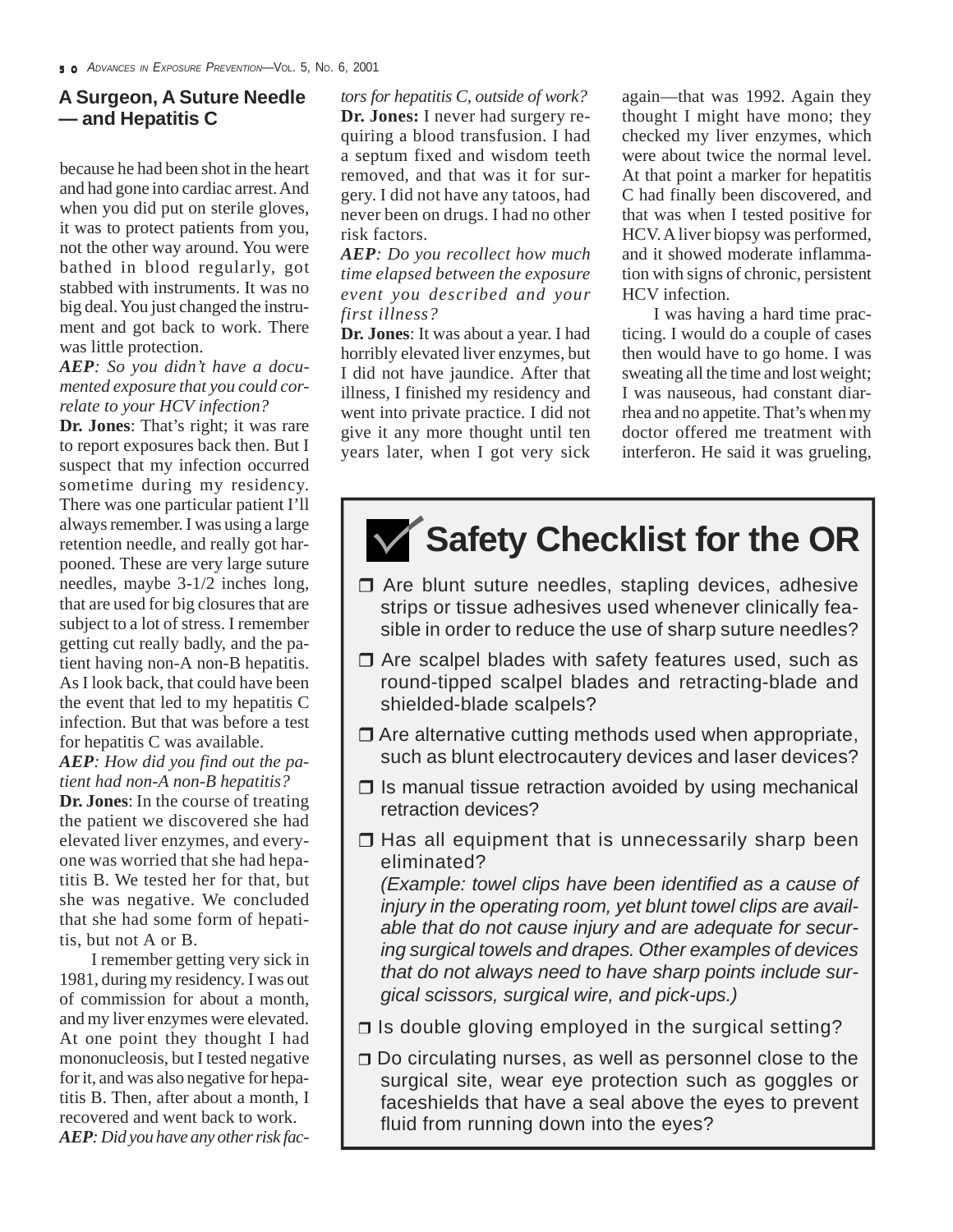## A Surgeon, A Suture Needle — and Hepatitis C

because he had been shot in the heart and had gone into cardiac arrest. And when you did put on sterile gloves, it was to protect patients from you, not the other way around. You were bathed in blood regularly, got stabbed with instruments. It was no big deal. You just changed the instrument and got back to work. There was little protection.

***AEP**: So you didn't have a documented exposure that you could correlate to your HCV infection?*

**Dr. Jones**: That's right; it was rare to report exposures back then. But I suspect that my infection occurred sometime during my residency. There was one particular patient I'll always remember. I was using a large retention needle, and really got harpooned. These are very large suture needles, maybe 3-1/2 inches long, that are used for big closures that are subject to a lot of stress. I remember getting cut really badly, and the patient having non-A non-B hepatitis. As I look back, that could have been the event that led to my hepatitis C infection. But that was before a test for hepatitis C was available.

***AEP**: How did you find out the patient had non-A non-B hepatitis?*

**Dr. Jones**: In the course of treating the patient we discovered she had elevated liver enzymes, and everyone was worried that she had hepatitis B. We tested her for that, but she was negative. We concluded that she had some form of hepatitis, but not A or B.

I remember getting very sick in 1981, during my residency. I was out of commission for about a month, and my liver enzymes were elevated. At one point they thought I had mononucleosis, but I tested negative for it, and was also negative for hepatitis B. Then, after about a month, I recovered and went back to work.

***AEP**: Did you have any other risk factors for hepatitis C, outside of work?*

**Dr. Jones:** I never had surgery requiring a blood transfusion. I had a septum fixed and wisdom teeth removed, and that was it for surgery. I did not have any tatoos, had never been on drugs. I had no other risk factors.

***AEP**: Do you recollect how much time elapsed between the exposure event you described and your first illness?*

**Dr. Jones**: It was about a year. I had horribly elevated liver enzymes, but I did not have jaundice. After that illness, I finished my residency and went into private practice. I did not give it any more thought until ten years later, when I got very sick again—that was 1992. Again they thought I might have mono; they checked my liver enzymes, which were about twice the normal level. At that point a marker for hepatitis C had finally been discovered, and that was when I tested positive for HCV. A liver biopsy was performed, and it showed moderate inflammation with signs of chronic, persistent HCV infection.

I was having a hard time practicing. I would do a couple of cases then would have to go home. I was sweating all the time and lost weight; I was nauseous, had constant diarrhea and no appetite. That's when my doctor offered me treatment with interferon. He said it was grueling,

## Safety Checklist for the OR

- ☐ Are blunt suture needles, stapling devices, adhesive strips or tissue adhesives used whenever clinically feasible in order to reduce the use of sharp suture needles?
- ☐ Are scalpel blades with safety features used, such as round-tipped scalpel blades and retracting-blade and shielded-blade scalpels?
- ☐ Are alternative cutting methods used when appropriate, such as blunt electrocautery devices and laser devices?
- ☐ Is manual tissue retraction avoided by using mechanical retraction devices?
- ☐ Has all equipment that is unnecessarily sharp been eliminated?
  *(Example: towel clips have been identified as a cause of injury in the operating room, yet blunt towel clips are available that do not cause injury and are adequate for securing surgical towels and drapes. Other examples of devices that do not always need to have sharp points include surgical scissors, surgical wire, and pick-ups.)*
- ☐ Is double gloving employed in the surgical setting?
- ☐ Do circulating nurses, as well as personnel close to the surgical site, wear eye protection such as goggles or faceshields that have a seal above the eyes to prevent fluid from running down into the eyes?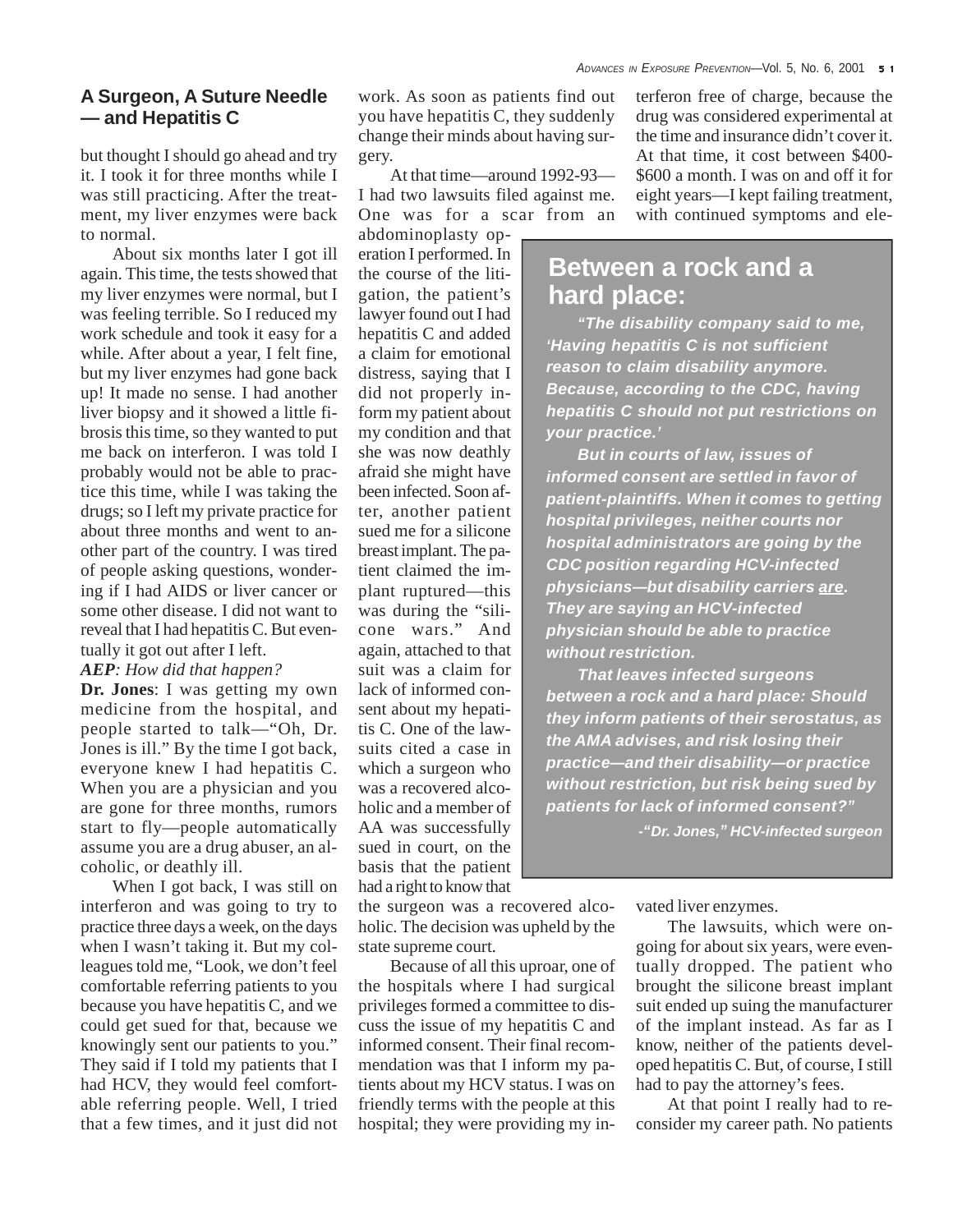## A Surgeon, A Suture Needle — and Hepatitis C

but thought I should go ahead and try it. I took it for three months while I was still practicing. After the treatment, my liver enzymes were back to normal.

About six months later I got ill again. This time, the tests showed that my liver enzymes were normal, but I was feeling terrible. So I reduced my work schedule and took it easy for a while. After about a year, I felt fine, but my liver enzymes had gone back up! It made no sense. I had another liver biopsy and it showed a little fibrosis this time, so they wanted to put me back on interferon. I was told I probably would not be able to practice this time, while I was taking the drugs; so I left my private practice for about three months and went to another part of the country. I was tired of people asking questions, wondering if I had AIDS or liver cancer or some other disease. I did not want to reveal that I had hepatitis C. But eventually it got out after I left.

***AEP****: How did that happen?*

**Dr. Jones**: I was getting my own medicine from the hospital, and people started to talk—"Oh, Dr. Jones is ill." By the time I got back, everyone knew I had hepatitis C. When you are a physician and you are gone for three months, rumors start to fly—people automatically assume you are a drug abuser, an alcoholic, or deathly ill.

When I got back, I was still on interferon and was going to try to practice three days a week, on the days when I wasn't taking it. But my colleagues told me, "Look, we don't feel comfortable referring patients to you because you have hepatitis C, and we could get sued for that, because we knowingly sent our patients to you." They said if I told my patients that I had HCV, they would feel comfortable referring people. Well, I tried that a few times, and it just did not work. As soon as patients find out you have hepatitis C, they suddenly change their minds about having surgery.

At that time—around 1992-93—I had two lawsuits filed against me. One was for a scar from an abdominoplasty operation I performed. In the course of the litigation, the patient's lawyer found out I had hepatitis C and added a claim for emotional distress, saying that I did not properly inform my patient about my condition and that she was now deathly afraid she might have been infected. Soon after, another patient sued me for a silicone breast implant. The patient claimed the implant ruptured—this was during the "silicone wars." And again, attached to that suit was a claim for lack of informed consent about my hepatitis C. One of the lawsuits cited a case in which a surgeon who was a recovered alcoholic and a member of AA was successfully sued in court, on the basis that the patient had a right to know that the surgeon was a recovered alcoholic. The decision was upheld by the state supreme court.

Because of all this uproar, one of the hospitals where I had surgical privileges formed a committee to discuss the issue of my hepatitis C and informed consent. Their final recommendation was that I inform my patients about my HCV status. I was on friendly terms with the people at this hospital; they were providing my interferon free of charge, because the drug was considered experimental at the time and insurance didn't cover it. At that time, it cost between $400-$600 a month. I was on and off it for eight years—I kept failing treatment, with continued symptoms and elevated liver enzymes.

> ### Between a rock and a hard place:
>
> ***"The disability company said to me, 'Having hepatitis C is not sufficient reason to claim disability anymore. Because, according to the CDC, having hepatitis C should not put restrictions on your practice.'***
>
> ***But in courts of law, issues of informed consent are settled in favor of patient-plaintiffs. When it comes to getting hospital privileges, neither courts nor hospital administrators are going by the CDC position regarding HCV-infected physicians—but disability carriers <u>are</u>. They are saying an HCV-infected physician should be able to practice without restriction.***
>
> ***That leaves infected surgeons between a rock and a hard place: Should they inform patients of their serostatus, as the AMA advises, and risk losing their practice—and their disability—or practice without restriction, but risk being sued by patients for lack of informed consent?"***
>
> ***-"Dr. Jones," HCV-infected surgeon***

The lawsuits, which were ongoing for about six years, were eventually dropped. The patient who brought the silicone breast implant suit ended up suing the manufacturer of the implant instead. As far as I know, neither of the patients developed hepatitis C. But, of course, I still had to pay the attorney's fees.

At that point I really had to reconsider my career path. No patients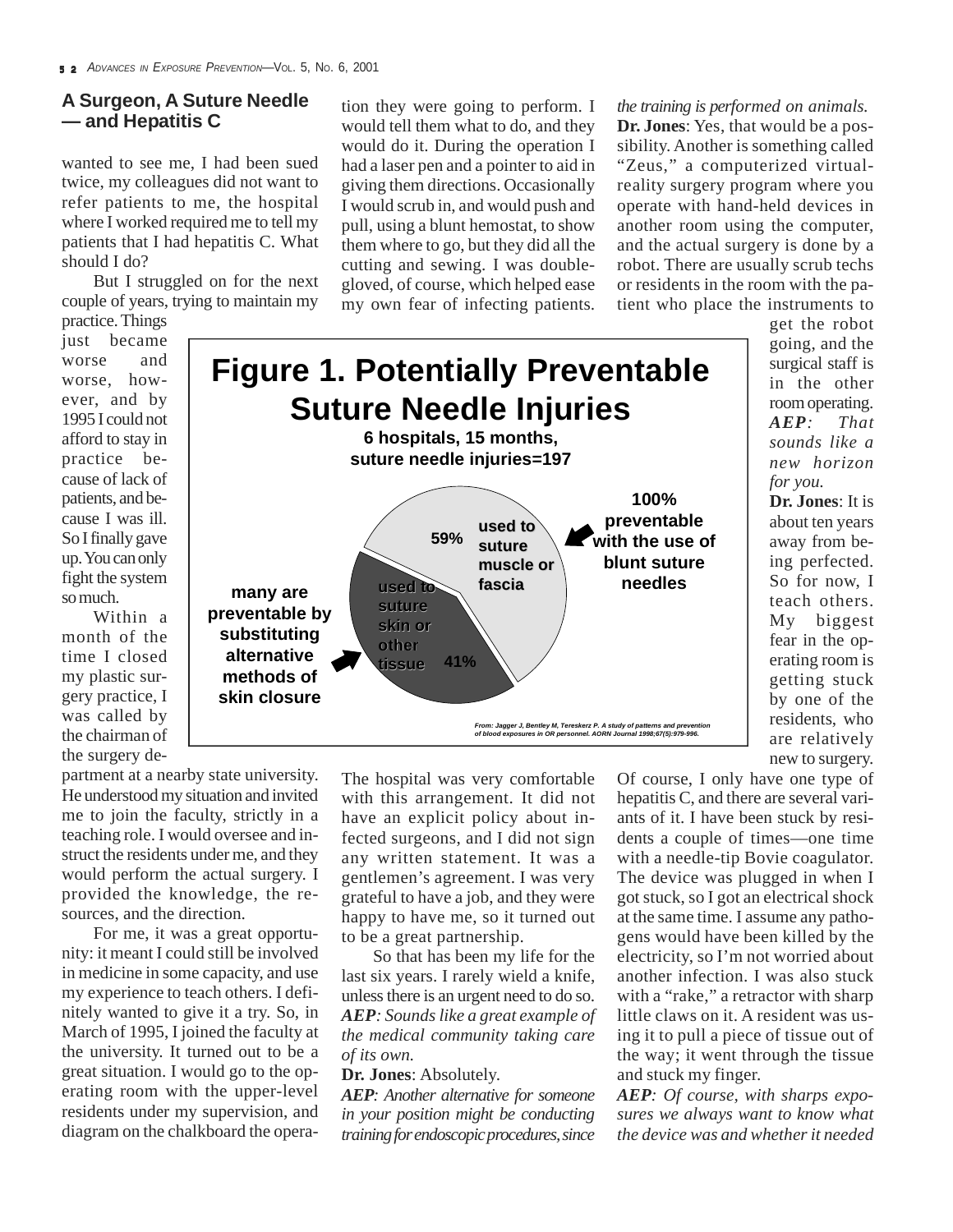## A Surgeon, A Suture Needle — and Hepatitis C

wanted to see me, I had been sued twice, my colleagues did not want to refer patients to me, the hospital where I worked required me to tell my patients that I had hepatitis C. What should I do?

But I struggled on for the next couple of years, trying to maintain my practice. Things just became worse and worse, however, and by 1995 I could not afford to stay in practice because of lack of patients, and because I was ill. So I finally gave up. You can only fight the system so much.

Within a month of the time I closed my plastic surgery practice, I was called by the chairman of the surgery department at a nearby state university. He understood my situation and invited me to join the faculty, strictly in a teaching role. I would oversee and instruct the residents under me, and they would perform the actual surgery. I provided the knowledge, the resources, and the direction.

For me, it was a great opportunity: it meant I could still be involved in medicine in some capacity, and use my experience to teach others. I definitely wanted to give it a try. So, in March of 1995, I joined the faculty at the university. It turned out to be a great situation. I would go to the operating room with the upper-level residents under my supervision, and diagram on the chalkboard the operation they were going to perform. I would tell them what to do, and they would do it. During the operation I had a laser pen and a pointer to aid in giving them directions. Occasionally I would scrub in, and would push and pull, using a blunt hemostat, to show them where to go, but they did all the cutting and sewing. I was double-gloved, of course, which helped ease my own fear of infecting patients.

**Figure 1. Potentially Preventable Suture Needle Injuries**

**6 hospitals, 15 months, suture needle injuries=197**

- 59% used to suture muscle or fascia — **100% preventable with the use of blunt suture needles**
- 41% used to suture skin or other tissue — **many are preventable by substituting alternative methods of skin closure**

*From: Jagger J, Bentley M, Tereskerz P. A study of patterns and prevention of blood exposures in OR personnel. AORN Journal 1998;67(5):979-996.*

The hospital was very comfortable with this arrangement. It did not have an explicit policy about infected surgeons, and I did not sign any written statement. It was a gentlemen's agreement. I was very grateful to have a job, and they were happy to have me, so it turned out to be a great partnership.

So that has been my life for the last six years. I rarely wield a knife, unless there is an urgent need to do so.

***AEP**: Sounds like a great example of the medical community taking care of its own.*

**Dr. Jones**: Absolutely.

***AEP**: Another alternative for someone in your position might be conducting training for endoscopic procedures, since the training is performed on animals.*

**Dr. Jones**: Yes, that would be a possibility. Another is something called "Zeus," a computerized virtual-reality surgery program where you operate with hand-held devices in another room using the computer, and the actual surgery is done by a robot. There are usually scrub techs or residents in the room with the patient who place the instruments to get the robot going, and the surgical staff is in the other room operating.

***AEP**: That sounds like a new horizon for you.*

**Dr. Jones**: It is about ten years away from being perfected. So for now, I teach others. My biggest fear in the operating room is getting stuck by one of the residents, who are relatively new to surgery. Of course, I only have one type of hepatitis C, and there are several variants of it. I have been stuck by residents a couple of times—one time with a needle-tip Bovie coagulator. The device was plugged in when I got stuck, so I got an electrical shock at the same time. I assume any pathogens would have been killed by the electricity, so I'm not worried about another infection. I was also stuck with a "rake," a retractor with sharp little claws on it. A resident was using it to pull a piece of tissue out of the way; it went through the tissue and stuck my finger.

***AEP**: Of course, with sharps exposures we always want to know what the device was and whether it needed*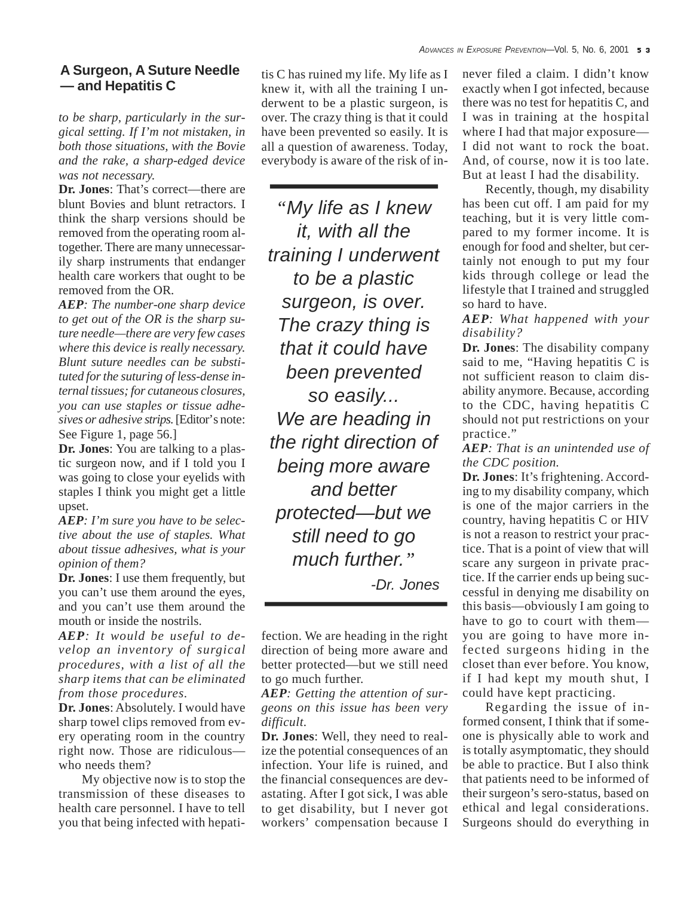## A Surgeon, A Suture Needle — and Hepatitis C

*to be sharp, particularly in the surgical setting. If I'm not mistaken, in both those situations, with the Bovie and the rake, a sharp-edged device was not necessary.*

**Dr. Jones**: That's correct—there are blunt Bovies and blunt retractors. I think the sharp versions should be removed from the operating room altogether. There are many unnecessarily sharp instruments that endanger health care workers that ought to be removed from the OR.

***AEP**: The number-one sharp device to get out of the OR is the sharp suture needle—there are very few cases where this device is really necessary. Blunt suture needles can be substituted for the suturing of less-dense internal tissues; for cutaneous closures, you can use staples or tissue adhesives or adhesive strips.* [Editor's note: See Figure 1, page 56.]

**Dr. Jones**: You are talking to a plastic surgeon now, and if I told you I was going to close your eyelids with staples I think you might get a little upset.

***AEP**: I'm sure you have to be selective about the use of staples. What about tissue adhesives, what is your opinion of them?*

**Dr. Jones**: I use them frequently, but you can't use them around the eyes, and you can't use them around the mouth or inside the nostrils.

***AEP**: It would be useful to develop an inventory of surgical procedures, with a list of all the sharp items that can be eliminated from those procedures.*

**Dr. Jones**: Absolutely. I would have sharp towel clips removed from every operating room in the country right now. Those are ridiculous—who needs them?

My objective now is to stop the transmission of these diseases to health care personnel. I have to tell you that being infected with hepatitis C has ruined my life. My life as I knew it, with all the training I underwent to be a plastic surgeon, is over. The crazy thing is that it could have been prevented so easily. It is all a question of awareness. Today, everybody is aware of the risk of infection. We are heading in the right direction of being more aware and better protected—but we still need to go much further.

> *"My life as I knew it, with all the training I underwent to be a plastic surgeon, is over. The crazy thing is that it could have been prevented so easily... We are heading in the right direction of being more aware and better protected—but we still need to go much further."*
>
> *-Dr. Jones*

***AEP**: Getting the attention of surgeons on this issue has been very difficult.*

**Dr. Jones**: Well, they need to realize the potential consequences of an infection. Your life is ruined, and the financial consequences are devastating. After I got sick, I was able to get disability, but I never got workers' compensation because I never filed a claim. I didn't know exactly when I got infected, because there was no test for hepatitis C, and I was in training at the hospital where I had that major exposure—I did not want to rock the boat. And, of course, now it is too late. But at least I had the disability.

Recently, though, my disability has been cut off. I am paid for my teaching, but it is very little compared to my former income. It is enough for food and shelter, but certainly not enough to put my four kids through college or lead the lifestyle that I trained and struggled so hard to have.

***AEP**: What happened with your disability?*

**Dr. Jones**: The disability company said to me, "Having hepatitis C is not sufficient reason to claim disability anymore. Because, according to the CDC, having hepatitis C should not put restrictions on your practice."

***AEP**: That is an unintended use of the CDC position.*

**Dr. Jones**: It's frightening. According to my disability company, which is one of the major carriers in the country, having hepatitis C or HIV is not a reason to restrict your practice. That is a point of view that will scare any surgeon in private practice. If the carrier ends up being successful in denying me disability on this basis—obviously I am going to have to go to court with them—you are going to have more infected surgeons hiding in the closet than ever before. You know, if I had kept my mouth shut, I could have kept practicing.

Regarding the issue of informed consent, I think that if someone is physically able to work and is totally asymptomatic, they should be able to practice. But I also think that patients need to be informed of their surgeon's sero-status, based on ethical and legal considerations. Surgeons should do everything in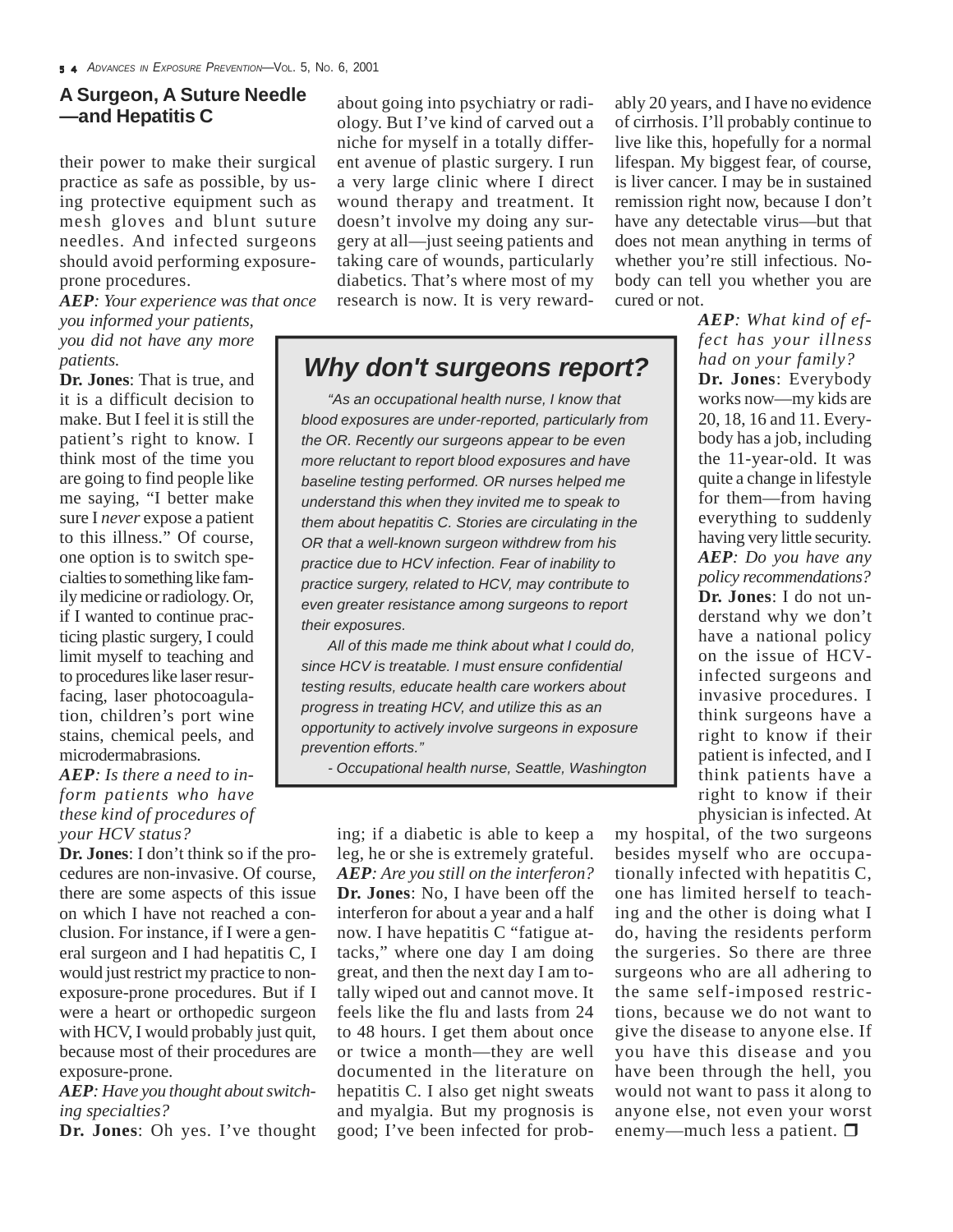## A Surgeon, A Suture Needle —and Hepatitis C

their power to make their surgical practice as safe as possible, by using protective equipment such as mesh gloves and blunt suture needles. And infected surgeons should avoid performing exposure-prone procedures.

***AEP**: Your experience was that once you informed your patients, you did not have any more patients.*

**Dr. Jones**: That is true, and it is a difficult decision to make. But I feel it is still the patient's right to know. I think most of the time you are going to find people like me saying, "I better make sure I *never* expose a patient to this illness." Of course, one option is to switch specialties to something like family medicine or radiology. Or, if I wanted to continue practicing plastic surgery, I could limit myself to teaching and to procedures like laser resurfacing, laser photocoagulation, children's port wine stains, chemical peels, and microdermabrasions.

***AEP**: Is there a need to inform patients who have these kind of procedures of your HCV status?*

**Dr. Jones**: I don't think so if the procedures are non-invasive. Of course, there are some aspects of this issue on which I have not reached a conclusion. For instance, if I were a general surgeon and I had hepatitis C, I would just restrict my practice to non-exposure-prone procedures. But if I were a heart or orthopedic surgeon with HCV, I would probably just quit, because most of their procedures are exposure-prone.

***AEP**: Have you thought about switching specialties?*

**Dr. Jones**: Oh yes. I've thought about going into psychiatry or radiology. But I've kind of carved out a niche for myself in a totally different avenue of plastic surgery. I run a very large clinic where I direct wound therapy and treatment. It doesn't involve my doing any surgery at all—just seeing patients and taking care of wounds, particularly diabetics. That's where most of my research is now. It is very rewarding; if a diabetic is able to keep a leg, he or she is extremely grateful.

***AEP**: Are you still on the interferon?*

**Dr. Jones**: No, I have been off the interferon for about a year and a half now. I have hepatitis C "fatigue attacks," where one day I am doing great, and then the next day I am totally wiped out and cannot move. It feels like the flu and lasts from 24 to 48 hours. I get them about once or twice a month—they are well documented in the literature on hepatitis C. I also get night sweats and myalgia. But my prognosis is good; I've been infected for probably 20 years, and I have no evidence of cirrhosis. I'll probably continue to live like this, hopefully for a normal lifespan. My biggest fear, of course, is liver cancer. I may be in sustained remission right now, because I don't have any detectable virus—but that does not mean anything in terms of whether you're still infectious. Nobody can tell you whether you are cured or not.

***AEP**: What kind of effect has your illness had on your family?*

**Dr. Jones**: Everybody works now—my kids are 20, 18, 16 and 11. Everybody has a job, including the 11-year-old. It was quite a change in lifestyle for them—from having everything to suddenly having very little security.

***AEP**: Do you have any policy recommendations?*

**Dr. Jones**: I do not understand why we don't have a national policy on the issue of HCV-infected surgeons and invasive procedures. I think surgeons have a right to know if their patient is infected, and I think patients have a right to know if their physician is infected. At my hospital, of the two surgeons besides myself who are occupationally infected with hepatitis C, one has limited herself to teaching and the other is doing what I do, having the residents perform the surgeries. So there are three surgeons who are all adhering to the same self-imposed restrictions, because we do not want to give the disease to anyone else. If you have this disease and you have been through the hell, you would not want to pass it along to anyone else, not even your worst enemy—much less a patient. ❐

### *Why don't surgeons report?*

*"As an occupational health nurse, I know that blood exposures are under-reported, particularly from the OR. Recently our surgeons appear to be even more reluctant to report blood exposures and have baseline testing performed. OR nurses helped me understand this when they invited me to speak to them about hepatitis C. Stories are circulating in the OR that a well-known surgeon withdrew from his practice due to HCV infection. Fear of inability to practice surgery, related to HCV, may contribute to even greater resistance among surgeons to report their exposures.*

*All of this made me think about what I could do, since HCV is treatable. I must ensure confidential testing results, educate health care workers about progress in treating HCV, and utilize this as an opportunity to actively involve surgeons in exposure prevention efforts."*

*- Occupational health nurse, Seattle, Washington*